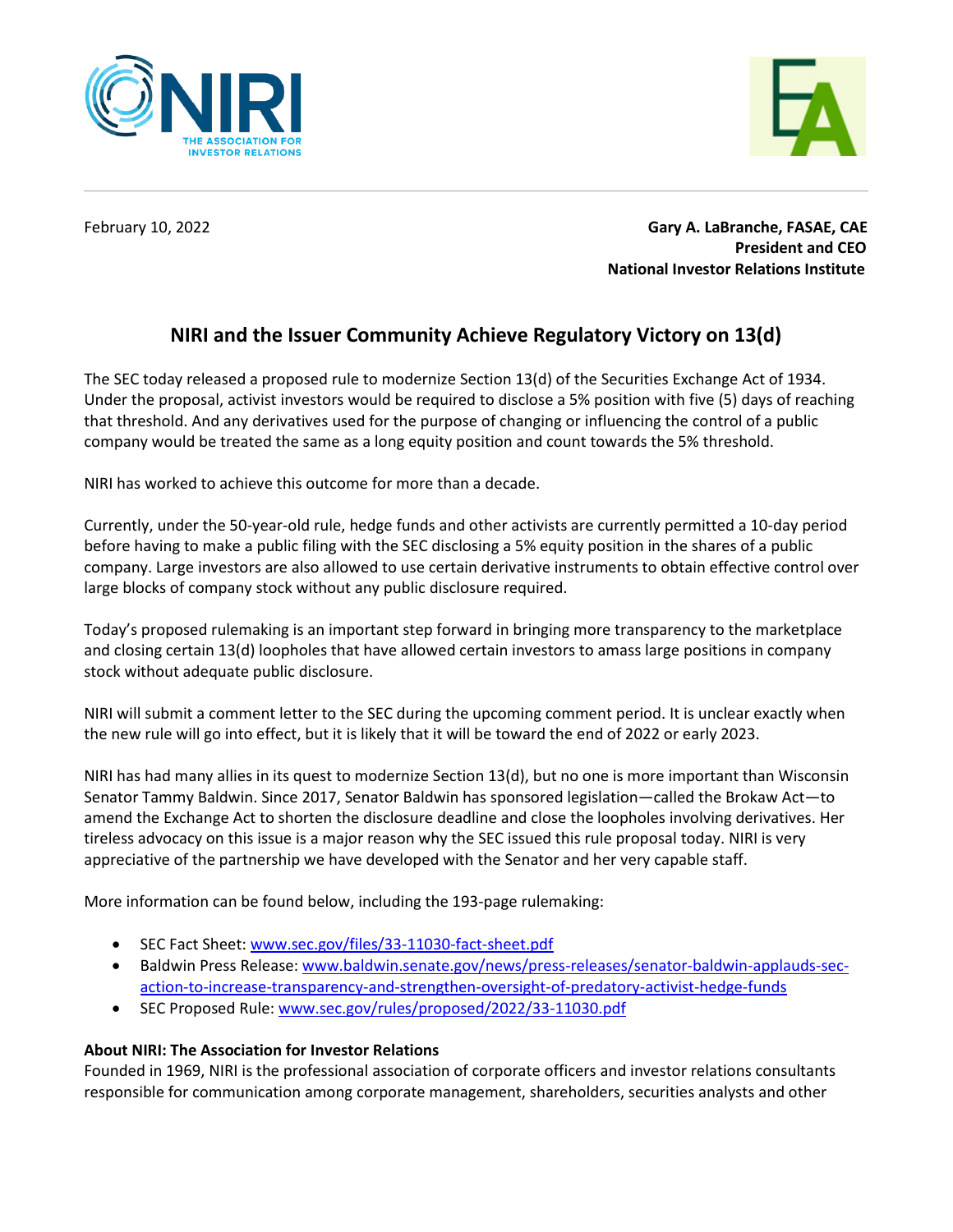February 10, 2022

**Gary A. LaBranche, FASAE, CAE**
**President and CEO**
**National Investor Relations Institute**

# NIRI and the Issuer Community Achieve Regulatory Victory on 13(d)

The SEC today released a proposed rule to modernize Section 13(d) of the Securities Exchange Act of 1934. Under the proposal, activist investors would be required to disclose a 5% position with five (5) days of reaching that threshold. And any derivatives used for the purpose of changing or influencing the control of a public company would be treated the same as a long equity position and count towards the 5% threshold.

NIRI has worked to achieve this outcome for more than a decade.

Currently, under the 50-year-old rule, hedge funds and other activists are currently permitted a 10-day period before having to make a public filing with the SEC disclosing a 5% equity position in the shares of a public company. Large investors are also allowed to use certain derivative instruments to obtain effective control over large blocks of company stock without any public disclosure required.

Today's proposed rulemaking is an important step forward in bringing more transparency to the marketplace and closing certain 13(d) loopholes that have allowed certain investors to amass large positions in company stock without adequate public disclosure.

NIRI will submit a comment letter to the SEC during the upcoming comment period. It is unclear exactly when the new rule will go into effect, but it is likely that it will be toward the end of 2022 or early 2023.

NIRI has had many allies in its quest to modernize Section 13(d), but no one is more important than Wisconsin Senator Tammy Baldwin. Since 2017, Senator Baldwin has sponsored legislation—called the Brokaw Act—to amend the Exchange Act to shorten the disclosure deadline and close the loopholes involving derivatives. Her tireless advocacy on this issue is a major reason why the SEC issued this rule proposal today. NIRI is very appreciative of the partnership we have developed with the Senator and her very capable staff.

More information can be found below, including the 193-page rulemaking:

- SEC Fact Sheet: www.sec.gov/files/33-11030-fact-sheet.pdf
- Baldwin Press Release: www.baldwin.senate.gov/news/press-releases/senator-baldwin-applauds-sec-action-to-increase-transparency-and-strengthen-oversight-of-predatory-activist-hedge-funds
- SEC Proposed Rule: www.sec.gov/rules/proposed/2022/33-11030.pdf

**About NIRI: The Association for Investor Relations**
Founded in 1969, NIRI is the professional association of corporate officers and investor relations consultants responsible for communication among corporate management, shareholders, securities analysts and other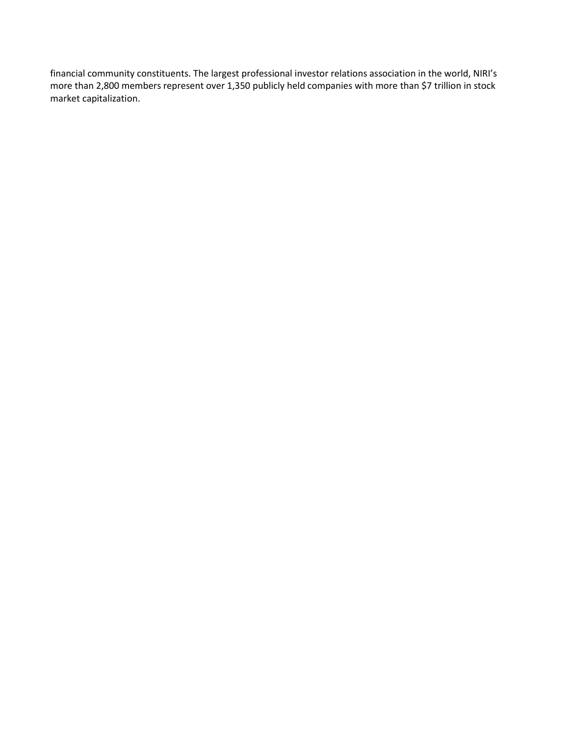financial community constituents. The largest professional investor relations association in the world, NIRI's more than 2,800 members represent over 1,350 publicly held companies with more than $7 trillion in stock market capitalization.